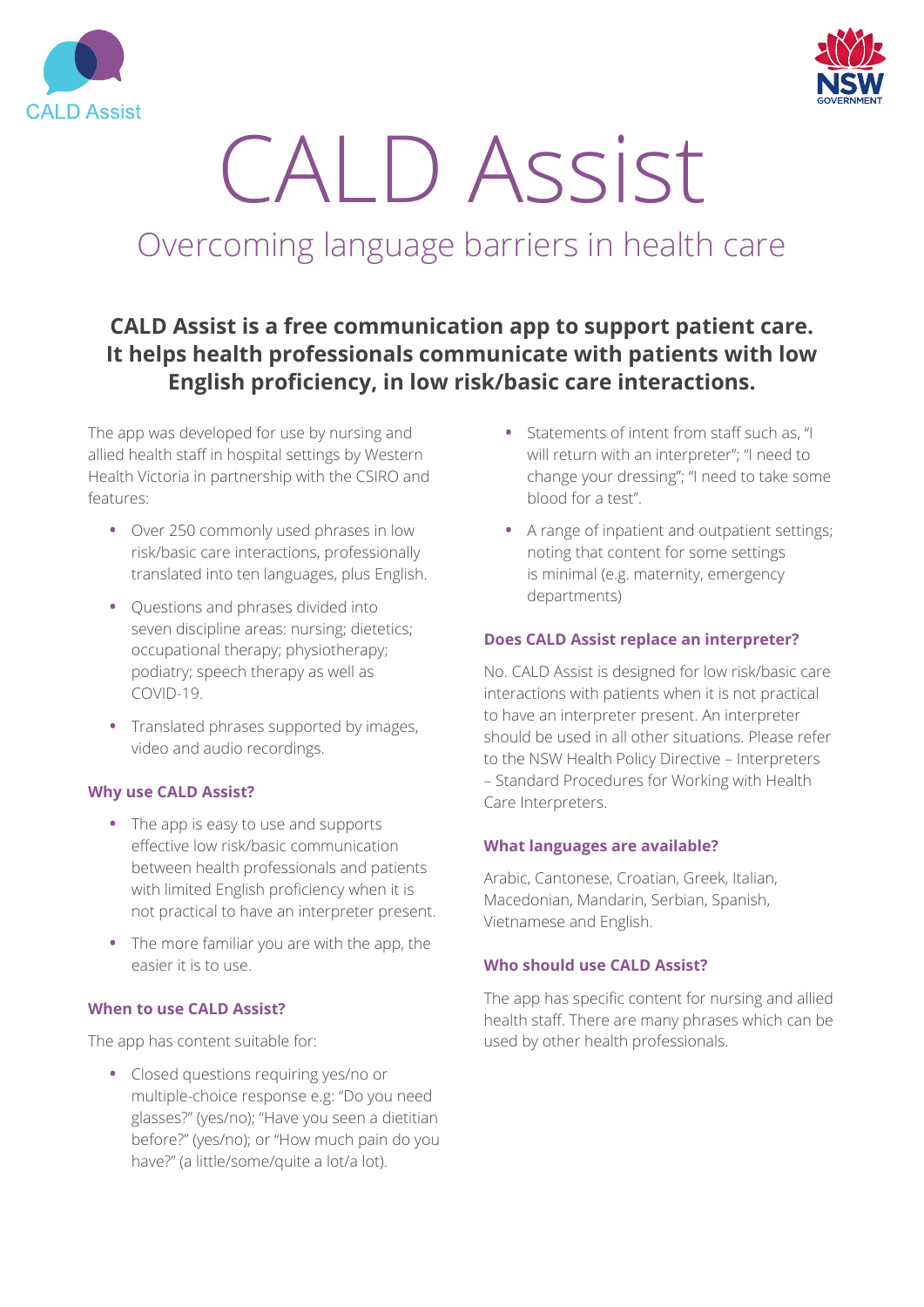# CALD Assist

## Overcoming language barriers in health care

**CALD Assist is a free communication app to support patient care. It helps health professionals communicate with patients with low English proficiency, in low risk/basic care interactions.**

The app was developed for use by nursing and allied health staff in hospital settings by Western Health Victoria in partnership with the CSIRO and features:

- Over 250 commonly used phrases in low risk/basic care interactions, professionally translated into ten languages, plus English.
- Questions and phrases divided into seven discipline areas: nursing; dietetics; occupational therapy; physiotherapy; podiatry; speech therapy as well as COVID-19.
- Translated phrases supported by images, video and audio recordings.

### Why use CALD Assist?

- The app is easy to use and supports effective low risk/basic communication between health professionals and patients with limited English proficiency when it is not practical to have an interpreter present.
- The more familiar you are with the app, the easier it is to use.

### When to use CALD Assist?

The app has content suitable for:

- Closed questions requiring yes/no or multiple-choice response e.g: "Do you need glasses?" (yes/no); "Have you seen a dietitian before?" (yes/no); or "How much pain do you have?" (a little/some/quite a lot/a lot).
- Statements of intent from staff such as, "I will return with an interpreter"; "I need to change your dressing"; "I need to take some blood for a test".
- A range of inpatient and outpatient settings; noting that content for some settings is minimal (e.g. maternity, emergency departments)

### Does CALD Assist replace an interpreter?

No. CALD Assist is designed for low risk/basic care interactions with patients when it is not practical to have an interpreter present. An interpreter should be used in all other situations. Please refer to the NSW Health Policy Directive – Interpreters – Standard Procedures for Working with Health Care Interpreters.

### What languages are available?

Arabic, Cantonese, Croatian, Greek, Italian, Macedonian, Mandarin, Serbian, Spanish, Vietnamese and English.

### Who should use CALD Assist?

The app has specific content for nursing and allied health staff. There are many phrases which can be used by other health professionals.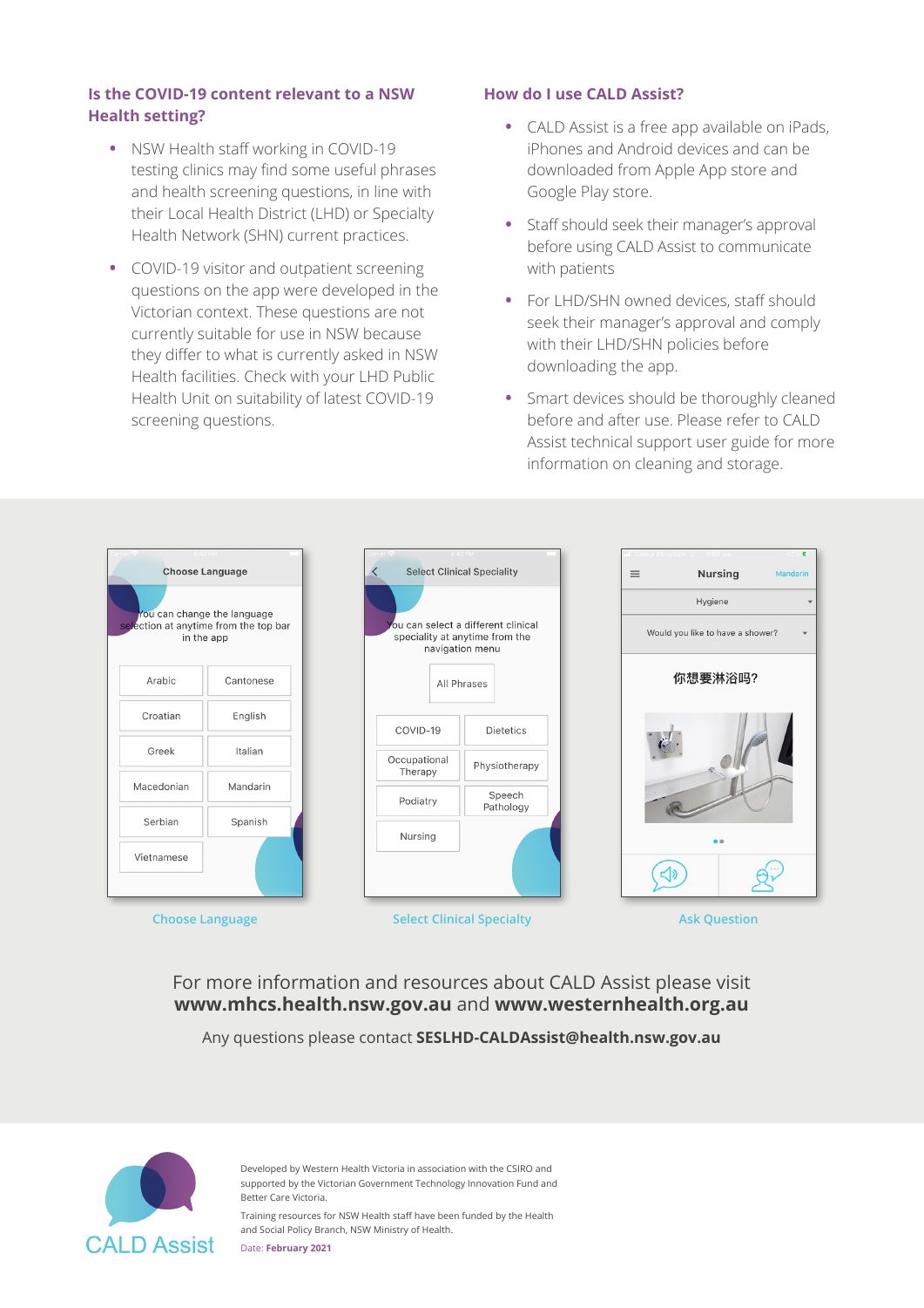## Is the COVID-19 content relevant to a NSW Health setting?

- NSW Health staff working in COVID-19 testing clinics may find some useful phrases and health screening questions, in line with their Local Health District (LHD) or Specialty Health Network (SHN) current practices.
- COVID-19 visitor and outpatient screening questions on the app were developed in the Victorian context. These questions are not currently suitable for use in NSW because they differ to what is currently asked in NSW Health facilities. Check with your LHD Public Health Unit on suitability of latest COVID-19 screening questions.

## How do I use CALD Assist?

- CALD Assist is a free app available on iPads, iPhones and Android devices and can be downloaded from Apple App store and Google Play store.
- Staff should seek their manager's approval before using CALD Assist to communicate with patients
- For LHD/SHN owned devices, staff should seek their manager's approval and comply with their LHD/SHN policies before downloading the app.
- Smart devices should be thoroughly cleaned before and after use. Please refer to CALD Assist technical support user guide for more information on cleaning and storage.

Choose Language

Select Clinical Specialty

Ask Question

For more information and resources about CALD Assist please visit **www.mhcs.health.nsw.gov.au** and **www.westernhealth.org.au**

Any questions please contact **SESLHD-CALDAssist@health.nsw.gov.au**

CALD Assist

Developed by Western Health Victoria in association with the CSIRO and supported by the Victorian Government Technology Innovation Fund and Better Care Victoria.

Training resources for NSW Health staff have been funded by the Health and Social Policy Branch, NSW Ministry of Health.

Date: **February 2021**